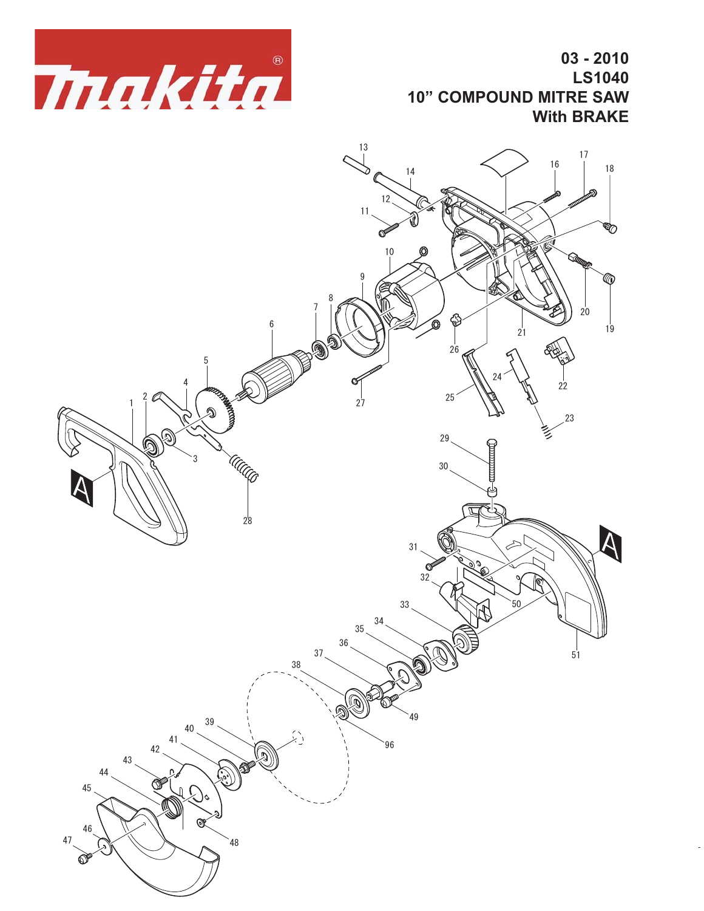# Makita

**03 - 2010**
**LS1040**
**10" COMPOUND MITRE SAW**
**With BRAKE**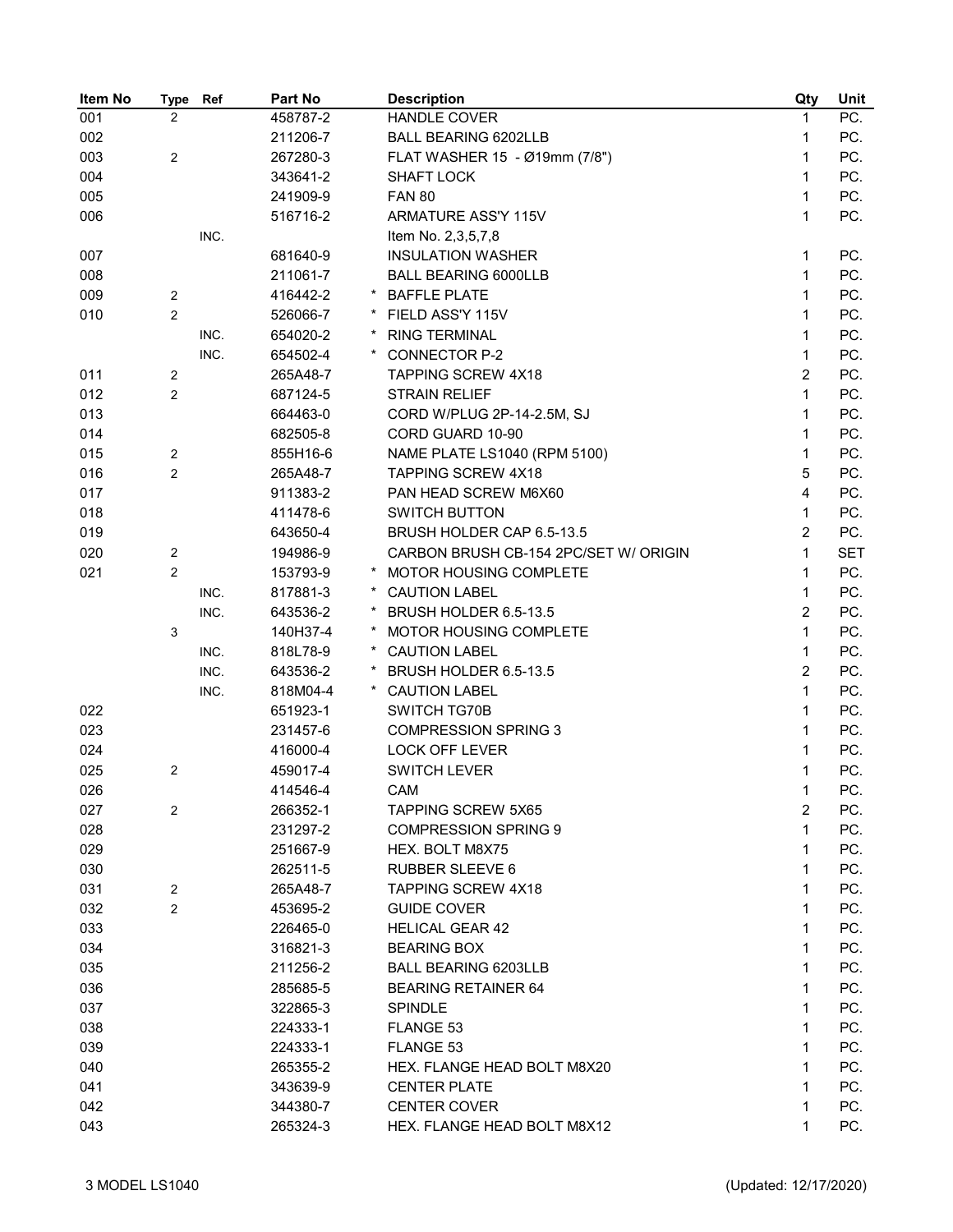| Item No | Type | Ref | Part No | | Description | Qty | Unit |
|---|---|---|---|---|---|---|---|
| 001 | 2 | | 458787-2 | | HANDLE COVER | 1 | PC. |
| 002 | | | 211206-7 | | BALL BEARING 6202LLB | 1 | PC. |
| 003 | 2 | | 267280-3 | | FLAT WASHER 15 - Ø19mm (7/8") | 1 | PC. |
| 004 | | | 343641-2 | | SHAFT LOCK | 1 | PC. |
| 005 | | | 241909-9 | | FAN 80 | 1 | PC. |
| 006 | | | 516716-2 | | ARMATURE ASS'Y 115V | 1 | PC. |
| | | INC. | | | Item No. 2,3,5,7,8 | | |
| 007 | | | 681640-9 | | INSULATION WASHER | 1 | PC. |
| 008 | | | 211061-7 | | BALL BEARING 6000LLB | 1 | PC. |
| 009 | 2 | | 416442-2 | * | BAFFLE PLATE | 1 | PC. |
| 010 | 2 | | 526066-7 | * | FIELD ASS'Y 115V | 1 | PC. |
| | | INC. | 654020-2 | * | RING TERMINAL | 1 | PC. |
| | | INC. | 654502-4 | * | CONNECTOR P-2 | 1 | PC. |
| 011 | 2 | | 265A48-7 | | TAPPING SCREW 4X18 | 2 | PC. |
| 012 | 2 | | 687124-5 | | STRAIN RELIEF | 1 | PC. |
| 013 | | | 664463-0 | | CORD W/PLUG 2P-14-2.5M, SJ | 1 | PC. |
| 014 | | | 682505-8 | | CORD GUARD 10-90 | 1 | PC. |
| 015 | 2 | | 855H16-6 | | NAME PLATE LS1040 (RPM 5100) | 1 | PC. |
| 016 | 2 | | 265A48-7 | | TAPPING SCREW 4X18 | 5 | PC. |
| 017 | | | 911383-2 | | PAN HEAD SCREW M6X60 | 4 | PC. |
| 018 | | | 411478-6 | | SWITCH BUTTON | 1 | PC. |
| 019 | | | 643650-4 | | BRUSH HOLDER CAP 6.5-13.5 | 2 | PC. |
| 020 | 2 | | 194986-9 | | CARBON BRUSH CB-154 2PC/SET W/ ORIGIN | 1 | SET |
| 021 | 2 | | 153793-9 | * | MOTOR HOUSING COMPLETE | 1 | PC. |
| | | INC. | 817881-3 | * | CAUTION LABEL | 1 | PC. |
| | | INC. | 643536-2 | * | BRUSH HOLDER 6.5-13.5 | 2 | PC. |
| | 3 | | 140H37-4 | * | MOTOR HOUSING COMPLETE | 1 | PC. |
| | | INC. | 818L78-9 | * | CAUTION LABEL | 1 | PC. |
| | | INC. | 643536-2 | * | BRUSH HOLDER 6.5-13.5 | 2 | PC. |
| | | INC. | 818M04-4 | * | CAUTION LABEL | 1 | PC. |
| 022 | | | 651923-1 | | SWITCH TG70B | 1 | PC. |
| 023 | | | 231457-6 | | COMPRESSION SPRING 3 | 1 | PC. |
| 024 | | | 416000-4 | | LOCK OFF LEVER | 1 | PC. |
| 025 | 2 | | 459017-4 | | SWITCH LEVER | 1 | PC. |
| 026 | | | 414546-4 | | CAM | 1 | PC. |
| 027 | 2 | | 266352-1 | | TAPPING SCREW 5X65 | 2 | PC. |
| 028 | | | 231297-2 | | COMPRESSION SPRING 9 | 1 | PC. |
| 029 | | | 251667-9 | | HEX. BOLT M8X75 | 1 | PC. |
| 030 | | | 262511-5 | | RUBBER SLEEVE 6 | 1 | PC. |
| 031 | 2 | | 265A48-7 | | TAPPING SCREW 4X18 | 1 | PC. |
| 032 | 2 | | 453695-2 | | GUIDE COVER | 1 | PC. |
| 033 | | | 226465-0 | | HELICAL GEAR 42 | 1 | PC. |
| 034 | | | 316821-3 | | BEARING BOX | 1 | PC. |
| 035 | | | 211256-2 | | BALL BEARING 6203LLB | 1 | PC. |
| 036 | | | 285685-5 | | BEARING RETAINER 64 | 1 | PC. |
| 037 | | | 322865-3 | | SPINDLE | 1 | PC. |
| 038 | | | 224333-1 | | FLANGE 53 | 1 | PC. |
| 039 | | | 224333-1 | | FLANGE 53 | 1 | PC. |
| 040 | | | 265355-2 | | HEX. FLANGE HEAD BOLT M8X20 | 1 | PC. |
| 041 | | | 343639-9 | | CENTER PLATE | 1 | PC. |
| 042 | | | 344380-7 | | CENTER COVER | 1 | PC. |
| 043 | | | 265324-3 | | HEX. FLANGE HEAD BOLT M8X12 | 1 | PC. |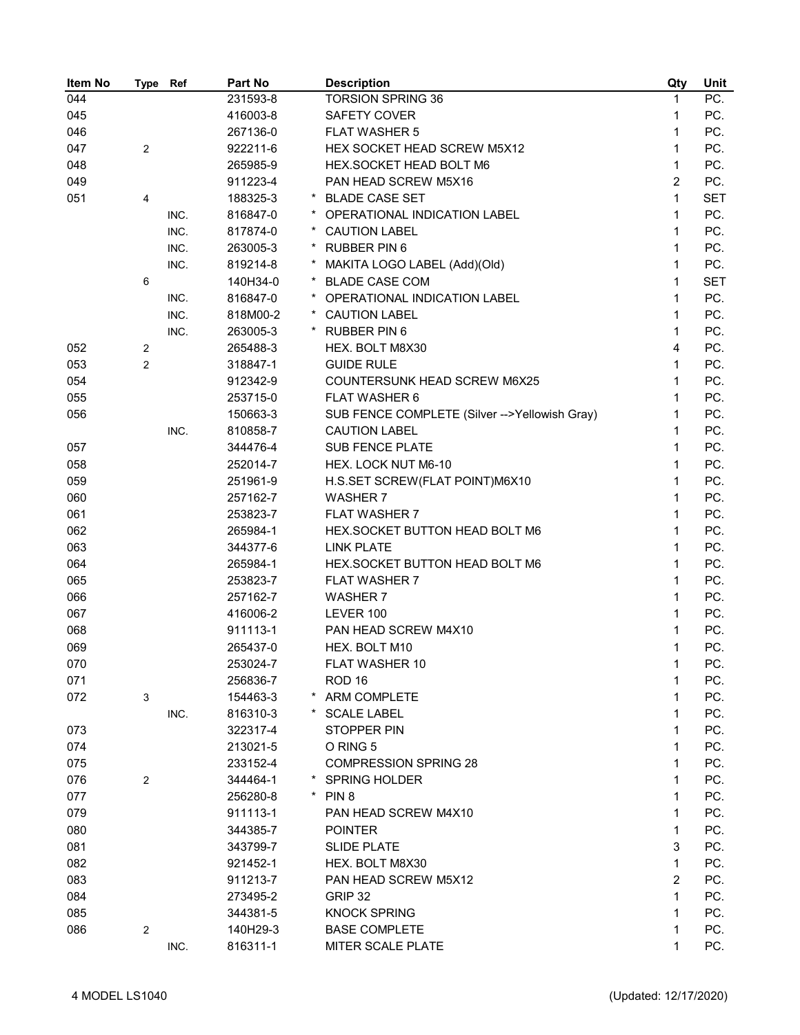| Item No | Type | Ref | Part No | | Description | Qty | Unit |
|---|---|---|---|---|---|---|---|
| 044 | | | 231593-8 | | TORSION SPRING 36 | 1 | PC. |
| 045 | | | 416003-8 | | SAFETY COVER | 1 | PC. |
| 046 | | | 267136-0 | | FLAT WASHER 5 | 1 | PC. |
| 047 | 2 | | 922211-6 | | HEX SOCKET HEAD SCREW M5X12 | 1 | PC. |
| 048 | | | 265985-9 | | HEX.SOCKET HEAD BOLT M6 | 1 | PC. |
| 049 | | | 911223-4 | | PAN HEAD SCREW M5X16 | 2 | PC. |
| 051 | 4 | | 188325-3 | * | BLADE CASE SET | 1 | SET |
| | | INC. | 816847-0 | * | OPERATIONAL INDICATION LABEL | 1 | PC. |
| | | INC. | 817874-0 | * | CAUTION LABEL | 1 | PC. |
| | | INC. | 263005-3 | * | RUBBER PIN 6 | 1 | PC. |
| | | INC. | 819214-8 | * | MAKITA LOGO LABEL (Add)(Old) | 1 | PC. |
| | 6 | | 140H34-0 | * | BLADE CASE COM | 1 | SET |
| | | INC. | 816847-0 | * | OPERATIONAL INDICATION LABEL | 1 | PC. |
| | | INC. | 818M00-2 | * | CAUTION LABEL | 1 | PC. |
| | | INC. | 263005-3 | * | RUBBER PIN 6 | 1 | PC. |
| 052 | 2 | | 265488-3 | | HEX. BOLT M8X30 | 4 | PC. |
| 053 | 2 | | 318847-1 | | GUIDE RULE | 1 | PC. |
| 054 | | | 912342-9 | | COUNTERSUNK HEAD SCREW M6X25 | 1 | PC. |
| 055 | | | 253715-0 | | FLAT WASHER 6 | 1 | PC. |
| 056 | | | 150663-3 | | SUB FENCE COMPLETE (Silver -->Yellowish Gray) | 1 | PC. |
| | | INC. | 810858-7 | | CAUTION LABEL | 1 | PC. |
| 057 | | | 344476-4 | | SUB FENCE PLATE | 1 | PC. |
| 058 | | | 252014-7 | | HEX. LOCK NUT M6-10 | 1 | PC. |
| 059 | | | 251961-9 | | H.S.SET SCREW(FLAT POINT)M6X10 | 1 | PC. |
| 060 | | | 257162-7 | | WASHER 7 | 1 | PC. |
| 061 | | | 253823-7 | | FLAT WASHER 7 | 1 | PC. |
| 062 | | | 265984-1 | | HEX.SOCKET BUTTON HEAD BOLT M6 | 1 | PC. |
| 063 | | | 344377-6 | | LINK PLATE | 1 | PC. |
| 064 | | | 265984-1 | | HEX.SOCKET BUTTON HEAD BOLT M6 | 1 | PC. |
| 065 | | | 253823-7 | | FLAT WASHER 7 | 1 | PC. |
| 066 | | | 257162-7 | | WASHER 7 | 1 | PC. |
| 067 | | | 416006-2 | | LEVER 100 | 1 | PC. |
| 068 | | | 911113-1 | | PAN HEAD SCREW M4X10 | 1 | PC. |
| 069 | | | 265437-0 | | HEX. BOLT M10 | 1 | PC. |
| 070 | | | 253024-7 | | FLAT WASHER 10 | 1 | PC. |
| 071 | | | 256836-7 | | ROD 16 | 1 | PC. |
| 072 | 3 | | 154463-3 | * | ARM COMPLETE | 1 | PC. |
| | | INC. | 816310-3 | * | SCALE LABEL | 1 | PC. |
| 073 | | | 322317-4 | | STOPPER PIN | 1 | PC. |
| 074 | | | 213021-5 | | O RING 5 | 1 | PC. |
| 075 | | | 233152-4 | | COMPRESSION SPRING 28 | 1 | PC. |
| 076 | 2 | | 344464-1 | * | SPRING HOLDER | 1 | PC. |
| 077 | | | 256280-8 | * | PIN 8 | 1 | PC. |
| 079 | | | 911113-1 | | PAN HEAD SCREW M4X10 | 1 | PC. |
| 080 | | | 344385-7 | | POINTER | 1 | PC. |
| 081 | | | 343799-7 | | SLIDE PLATE | 3 | PC. |
| 082 | | | 921452-1 | | HEX. BOLT M8X30 | 1 | PC. |
| 083 | | | 911213-7 | | PAN HEAD SCREW M5X12 | 2 | PC. |
| 084 | | | 273495-2 | | GRIP 32 | 1 | PC. |
| 085 | | | 344381-5 | | KNOCK SPRING | 1 | PC. |
| 086 | 2 | | 140H29-3 | | BASE COMPLETE | 1 | PC. |
| | | INC. | 816311-1 | | MITER SCALE PLATE | 1 | PC. |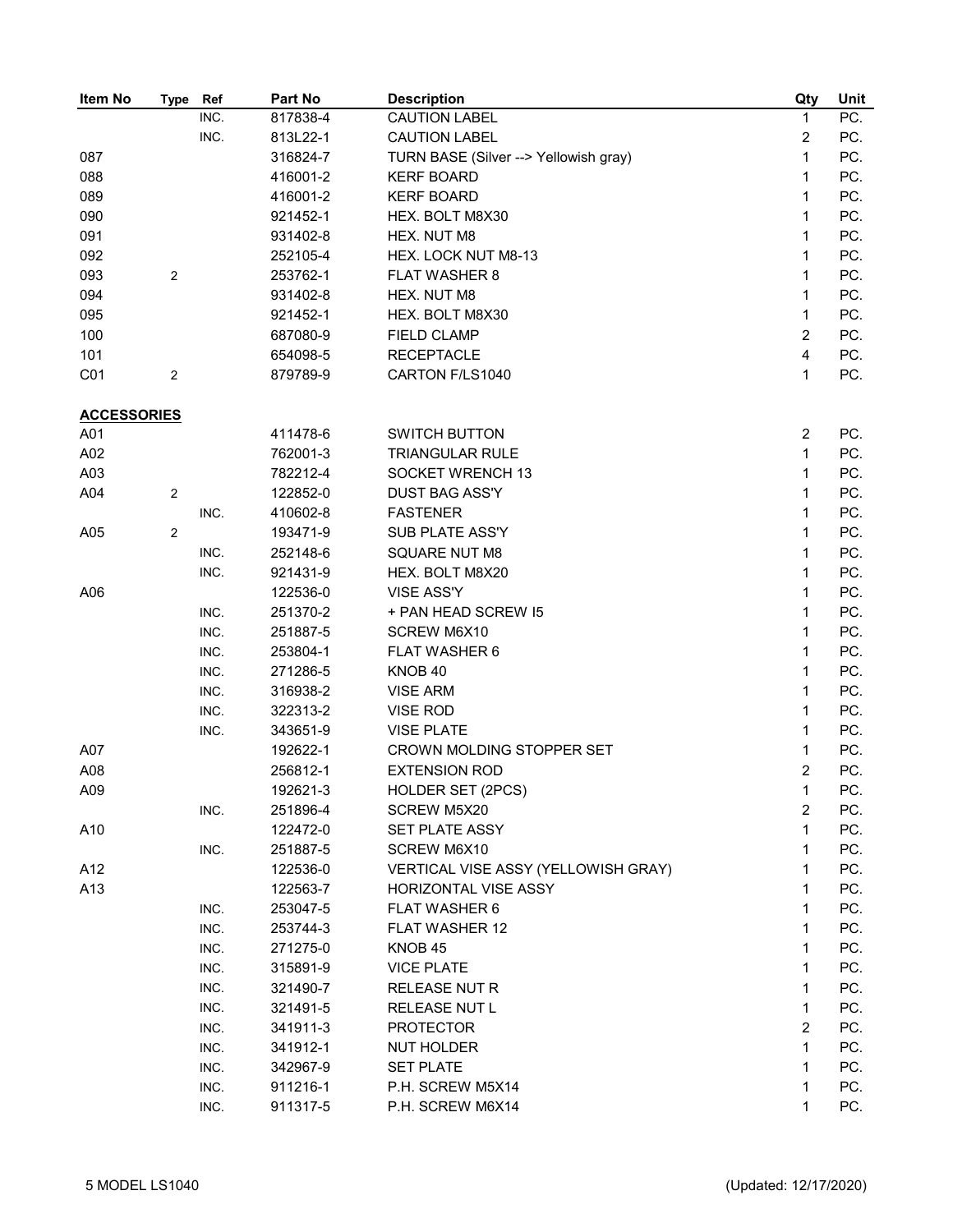| Item No | Type | Ref | Part No | Description | Qty | Unit |
|---|---|---|---|---|---|---|
| | | INC. | 817838-4 | CAUTION LABEL | 1 | PC. |
| | | INC. | 813L22-1 | CAUTION LABEL | 2 | PC. |
| 087 | | | 316824-7 | TURN BASE (Silver --> Yellowish gray) | 1 | PC. |
| 088 | | | 416001-2 | KERF BOARD | 1 | PC. |
| 089 | | | 416001-2 | KERF BOARD | 1 | PC. |
| 090 | | | 921452-1 | HEX. BOLT M8X30 | 1 | PC. |
| 091 | | | 931402-8 | HEX. NUT M8 | 1 | PC. |
| 092 | | | 252105-4 | HEX. LOCK NUT M8-13 | 1 | PC. |
| 093 | 2 | | 253762-1 | FLAT WASHER 8 | 1 | PC. |
| 094 | | | 931402-8 | HEX. NUT M8 | 1 | PC. |
| 095 | | | 921452-1 | HEX. BOLT M8X30 | 1 | PC. |
| 100 | | | 687080-9 | FIELD CLAMP | 2 | PC. |
| 101 | | | 654098-5 | RECEPTACLE | 4 | PC. |
| C01 | 2 | | 879789-9 | CARTON F/LS1040 | 1 | PC. |
| **ACCESSORIES** | | | | | | |
| A01 | | | 411478-6 | SWITCH BUTTON | 2 | PC. |
| A02 | | | 762001-3 | TRIANGULAR RULE | 1 | PC. |
| A03 | | | 782212-4 | SOCKET WRENCH 13 | 1 | PC. |
| A04 | 2 | | 122852-0 | DUST BAG ASS'Y | 1 | PC. |
| | | INC. | 410602-8 | FASTENER | 1 | PC. |
| A05 | 2 | | 193471-9 | SUB PLATE ASS'Y | 1 | PC. |
| | | INC. | 252148-6 | SQUARE NUT M8 | 1 | PC. |
| | | INC. | 921431-9 | HEX. BOLT M8X20 | 1 | PC. |
| A06 | | | 122536-0 | VISE ASS'Y | 1 | PC. |
| | | INC. | 251370-2 | + PAN HEAD SCREW I5 | 1 | PC. |
| | | INC. | 251887-5 | SCREW M6X10 | 1 | PC. |
| | | INC. | 253804-1 | FLAT WASHER 6 | 1 | PC. |
| | | INC. | 271286-5 | KNOB 40 | 1 | PC. |
| | | INC. | 316938-2 | VISE ARM | 1 | PC. |
| | | INC. | 322313-2 | VISE ROD | 1 | PC. |
| | | INC. | 343651-9 | VISE PLATE | 1 | PC. |
| A07 | | | 192622-1 | CROWN MOLDING STOPPER SET | 1 | PC. |
| A08 | | | 256812-1 | EXTENSION ROD | 2 | PC. |
| A09 | | | 192621-3 | HOLDER SET (2PCS) | 1 | PC. |
| | | INC. | 251896-4 | SCREW M5X20 | 2 | PC. |
| A10 | | | 122472-0 | SET PLATE ASSY | 1 | PC. |
| | | INC. | 251887-5 | SCREW M6X10 | 1 | PC. |
| A12 | | | 122536-0 | VERTICAL VISE ASSY (YELLOWISH GRAY) | 1 | PC. |
| A13 | | | 122563-7 | HORIZONTAL VISE ASSY | 1 | PC. |
| | | INC. | 253047-5 | FLAT WASHER 6 | 1 | PC. |
| | | INC. | 253744-3 | FLAT WASHER 12 | 1 | PC. |
| | | INC. | 271275-0 | KNOB 45 | 1 | PC. |
| | | INC. | 315891-9 | VICE PLATE | 1 | PC. |
| | | INC. | 321490-7 | RELEASE NUT R | 1 | PC. |
| | | INC. | 321491-5 | RELEASE NUT L | 1 | PC. |
| | | INC. | 341911-3 | PROTECTOR | 2 | PC. |
| | | INC. | 341912-1 | NUT HOLDER | 1 | PC. |
| | | INC. | 342967-9 | SET PLATE | 1 | PC. |
| | | INC. | 911216-1 | P.H. SCREW M5X14 | 1 | PC. |
| | | INC. | 911317-5 | P.H. SCREW M6X14 | 1 | PC. |

5 MODEL LS1040 (Updated: 12/17/2020)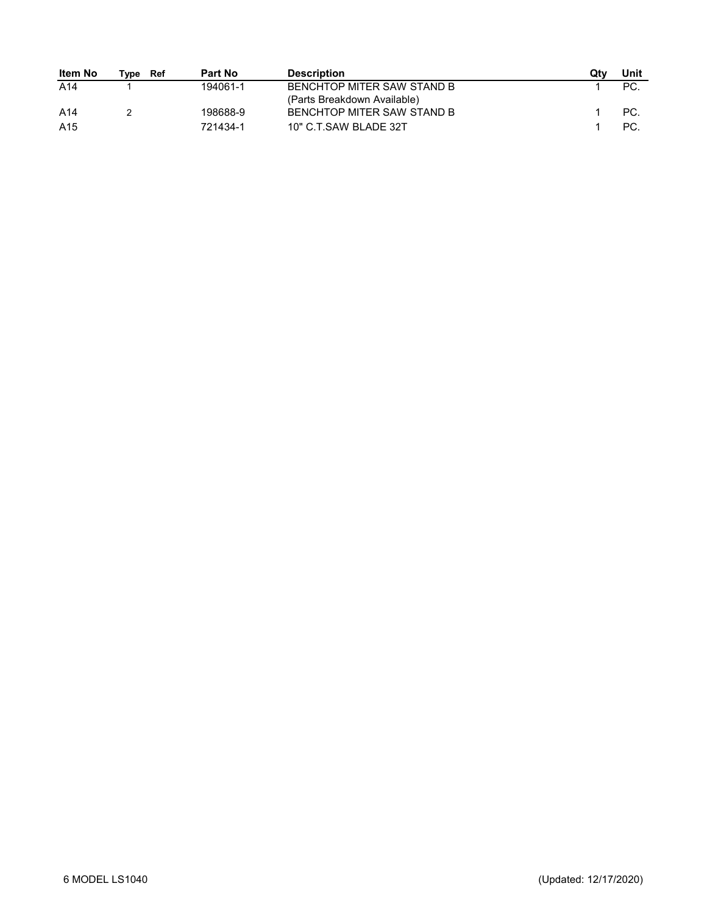| Item No | Type | Ref | Part No | Description | Qty | Unit |
| --- | --- | --- | --- | --- | --- | --- |
| A14 | 1 | | 194061-1 | BENCHTOP MITER SAW STAND B (Parts Breakdown Available) | 1 | PC. |
| A14 | 2 | | 198688-9 | BENCHTOP MITER SAW STAND B | 1 | PC. |
| A15 | | | 721434-1 | 10" C.T.SAW BLADE 32T | 1 | PC. |

MODEL LS1040 (Updated: 12/17/2020)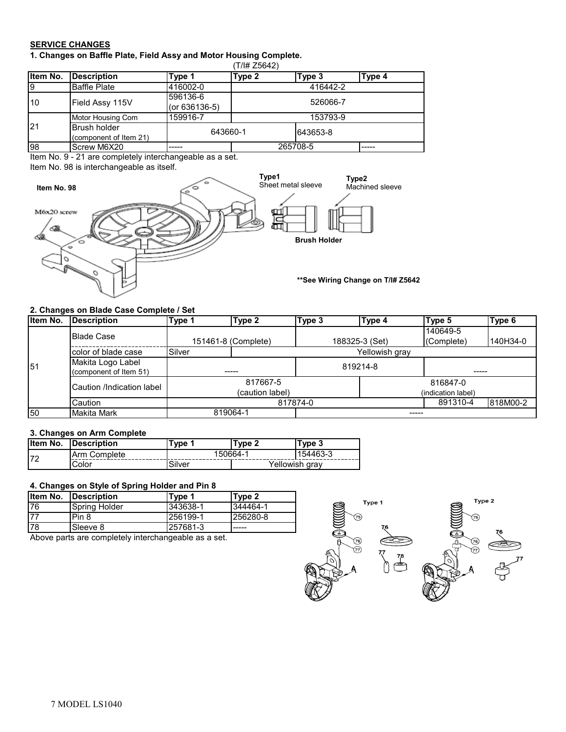**SERVICE CHANGES**

**1. Changes on Baffle Plate, Field Assy and Motor Housing Complete.**

(T/I# Z5642)

| Item No. | Description | Type 1 | Type 2 | Type 3 | Type 4 |
|---|---|---|---|---|---|
| 9 | Baffle Plate | 416002-0 | 416442-2 | | |
| 10 | Field Assy 115V | 596136-6 (or 636136-5) | 526066-7 | | |
| 21 | Motor Housing Com | 159916-7 | 153793-9 | | |
| | Brush holder (component of Item 21) | 643660-1 | | 643653-8 | |
| 98 | Screw M6X20 | ----- | 265708-5 | | ----- |

Item No. 9 - 21 are completely interchangeable as a set.
Item No. 98 is interchangeable as itself.

Item No. 98

M6x20 screw

Type1
Sheet metal sleeve

Type2
Machined sleeve

Brush Holder

**See Wiring Change on T/I# Z5642

**2. Changes on Blade Case Complete / Set**

| Item No. | Description | Type 1 | Type 2 | Type 3 | Type 4 | Type 5 | Type 6 |
|---|---|---|---|---|---|---|---|
| 51 | Blade Case | 151461-8 (Complete) | | 188325-3 (Set) | | 140649-5 (Complete) | 140H34-0 |
| | color of blade case | Silver | Yellowish gray | | | | |
| | Makita Logo Label (component of Item 51) | ----- | | 819214-8 | | ----- | |
| | Caution /Indication label | 817667-5 (caution label) | | | 816847-0 (indication label) | | |
| | Caution | 817874-0 | | | | 891310-4 | 818M00-2 |
| 50 | Makita Mark | 819064-1 | | ----- | | | |

**3. Changes on Arm Complete**

| Item No. | Description | Type 1 | Type 2 | Type 3 |
|---|---|---|---|---|
| 72 | Arm Complete | 150664-1 | | 154463-3 |
| | Color | Silver | Yellowish gray | |

**4. Changes on Style of Spring Holder and Pin 8**

| Item No. | Description | Type 1 | Type 2 |
|---|---|---|---|
| 76 | Spring Holder | 343638-1 | 344464-1 |
| 77 | Pin 8 | 256199-1 | 256280-8 |
| 78 | Sleeve 8 | 257681-3 | ----- |

Above parts are completely interchangeable as a set.

Type 1

Type 2

MODEL LS1040